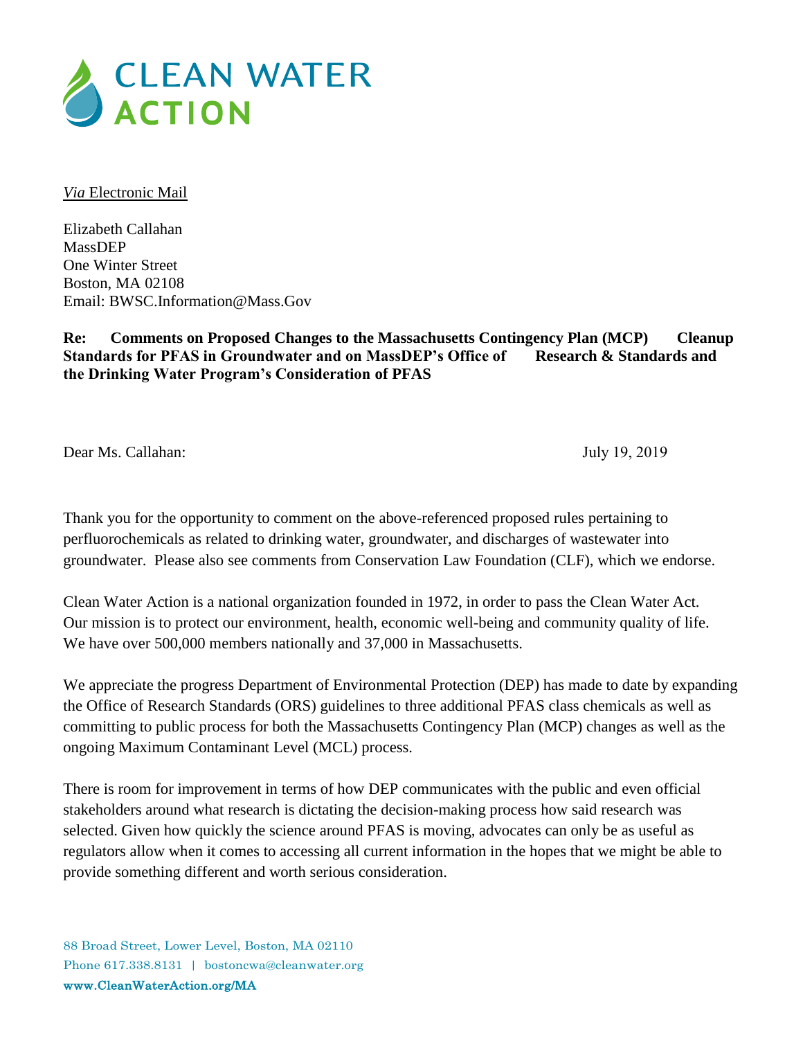# CLEAN WATER ACTION

*Via* Electronic Mail

Elizabeth Callahan
MassDEP
One Winter Street
Boston, MA 02108
Email: BWSC.Information@Mass.Gov

**Re: Comments on Proposed Changes to the Massachusetts Contingency Plan (MCP) Cleanup Standards for PFAS in Groundwater and on MassDEP's Office of Research & Standards and the Drinking Water Program's Consideration of PFAS**

Dear Ms. Callahan: July 19, 2019

Thank you for the opportunity to comment on the above-referenced proposed rules pertaining to perfluorochemicals as related to drinking water, groundwater, and discharges of wastewater into groundwater. Please also see comments from Conservation Law Foundation (CLF), which we endorse.

Clean Water Action is a national organization founded in 1972, in order to pass the Clean Water Act. Our mission is to protect our environment, health, economic well-being and community quality of life. We have over 500,000 members nationally and 37,000 in Massachusetts.

We appreciate the progress Department of Environmental Protection (DEP) has made to date by expanding the Office of Research Standards (ORS) guidelines to three additional PFAS class chemicals as well as committing to public process for both the Massachusetts Contingency Plan (MCP) changes as well as the ongoing Maximum Contaminant Level (MCL) process.

There is room for improvement in terms of how DEP communicates with the public and even official stakeholders around what research is dictating the decision-making process how said research was selected. Given how quickly the science around PFAS is moving, advocates can only be as useful as regulators allow when it comes to accessing all current information in the hopes that we might be able to provide something different and worth serious consideration.

88 Broad Street, Lower Level, Boston, MA 02110
Phone 617.338.8131 | bostoncwa@cleanwater.org
www.CleanWaterAction.org/MA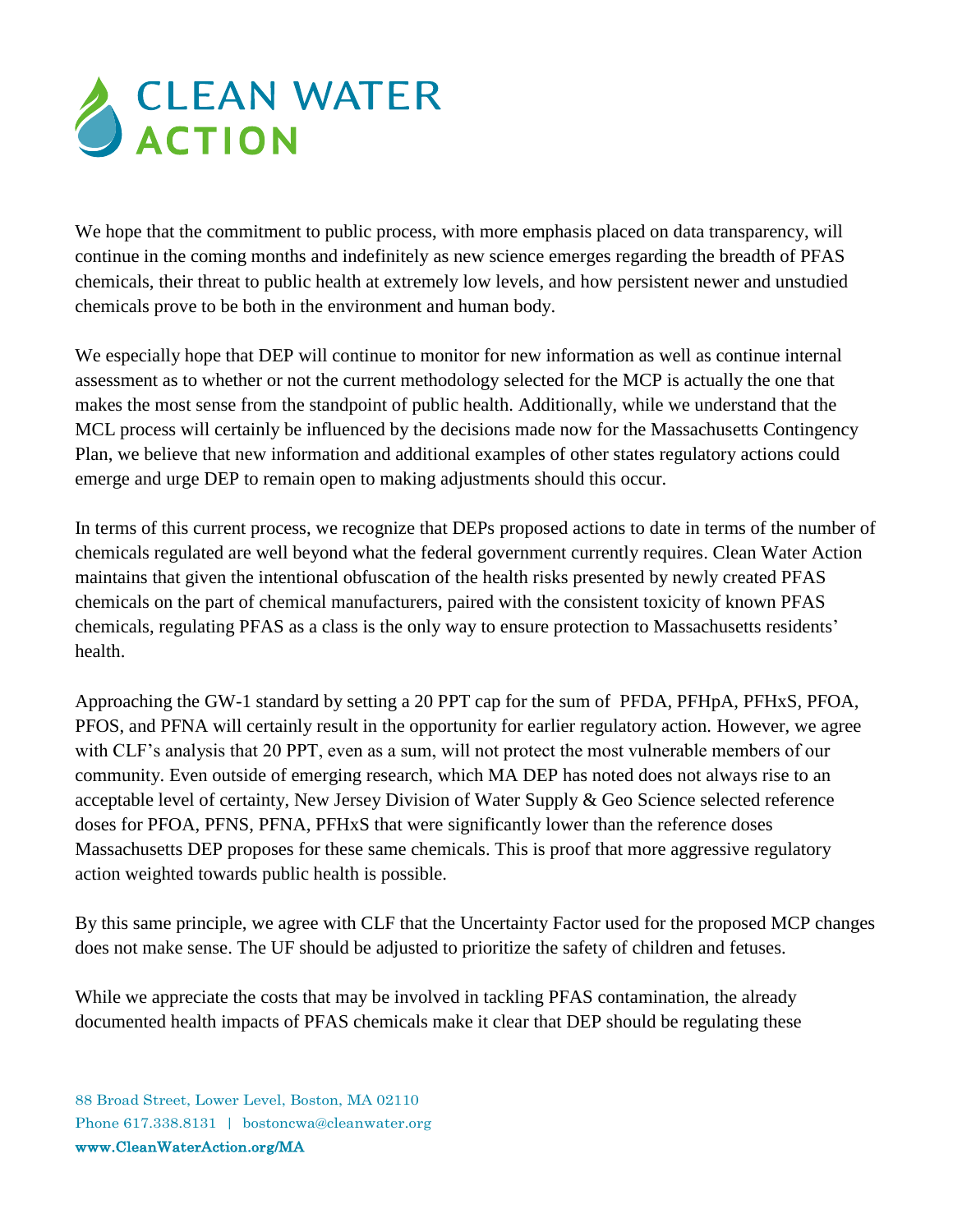We hope that the commitment to public process, with more emphasis placed on data transparency, will continue in the coming months and indefinitely as new science emerges regarding the breadth of PFAS chemicals, their threat to public health at extremely low levels, and how persistent newer and unstudied chemicals prove to be both in the environment and human body.

We especially hope that DEP will continue to monitor for new information as well as continue internal assessment as to whether or not the current methodology selected for the MCP is actually the one that makes the most sense from the standpoint of public health. Additionally, while we understand that the MCL process will certainly be influenced by the decisions made now for the Massachusetts Contingency Plan, we believe that new information and additional examples of other states regulatory actions could emerge and urge DEP to remain open to making adjustments should this occur.

In terms of this current process, we recognize that DEPs proposed actions to date in terms of the number of chemicals regulated are well beyond what the federal government currently requires. Clean Water Action maintains that given the intentional obfuscation of the health risks presented by newly created PFAS chemicals on the part of chemical manufacturers, paired with the consistent toxicity of known PFAS chemicals, regulating PFAS as a class is the only way to ensure protection to Massachusetts residents' health.

Approaching the GW-1 standard by setting a 20 PPT cap for the sum of PFDA, PFHpA, PFHxS, PFOA, PFOS, and PFNA will certainly result in the opportunity for earlier regulatory action. However, we agree with CLF's analysis that 20 PPT, even as a sum, will not protect the most vulnerable members of our community. Even outside of emerging research, which MA DEP has noted does not always rise to an acceptable level of certainty, New Jersey Division of Water Supply & Geo Science selected reference doses for PFOA, PFNS, PFNA, PFHxS that were significantly lower than the reference doses Massachusetts DEP proposes for these same chemicals. This is proof that more aggressive regulatory action weighted towards public health is possible.

By this same principle, we agree with CLF that the Uncertainty Factor used for the proposed MCP changes does not make sense. The UF should be adjusted to prioritize the safety of children and fetuses.

While we appreciate the costs that may be involved in tackling PFAS contamination, the already documented health impacts of PFAS chemicals make it clear that DEP should be regulating these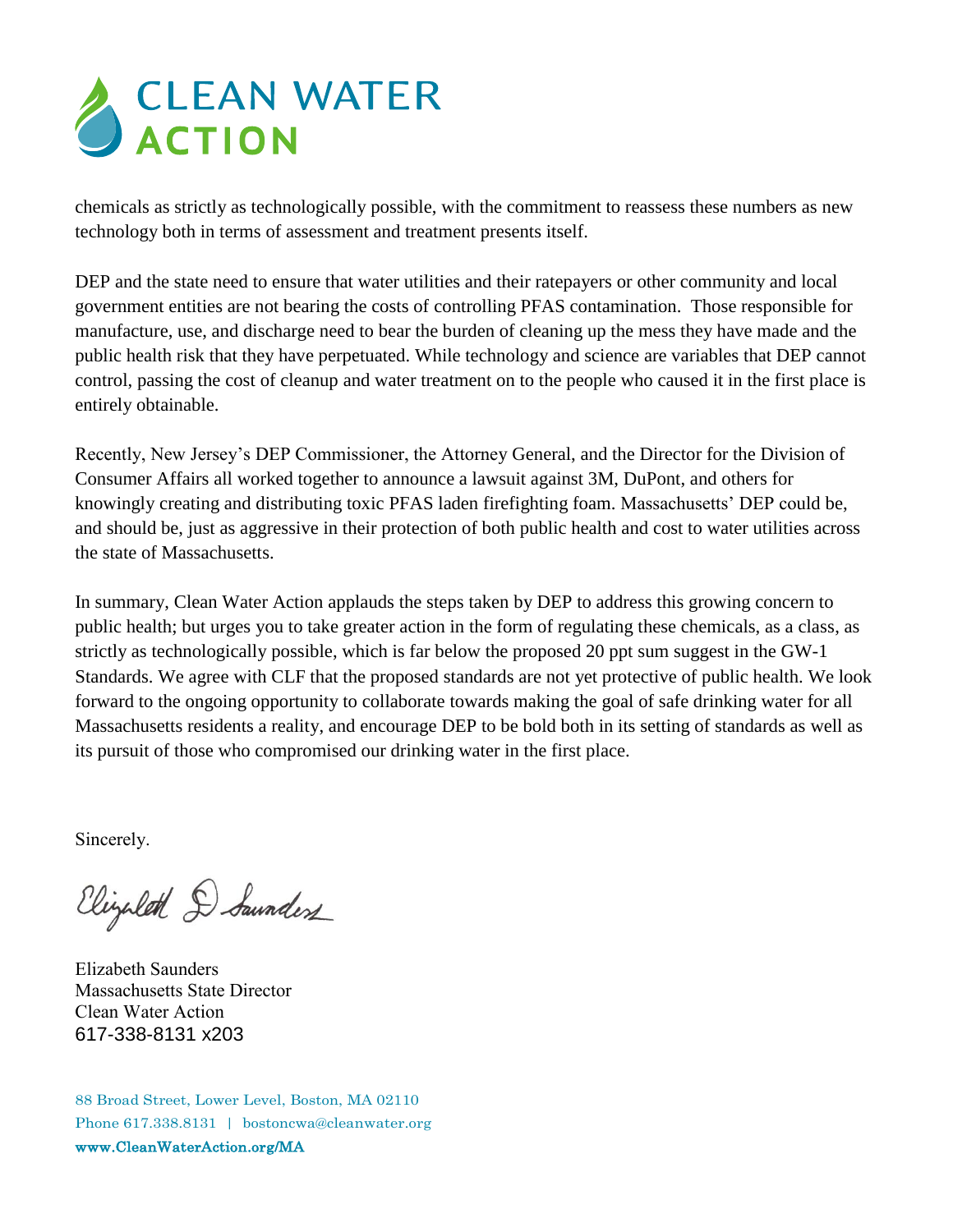chemicals as strictly as technologically possible, with the commitment to reassess these numbers as new technology both in terms of assessment and treatment presents itself.

DEP and the state need to ensure that water utilities and their ratepayers or other community and local government entities are not bearing the costs of controlling PFAS contamination. Those responsible for manufacture, use, and discharge need to bear the burden of cleaning up the mess they have made and the public health risk that they have perpetuated. While technology and science are variables that DEP cannot control, passing the cost of cleanup and water treatment on to the people who caused it in the first place is entirely obtainable.

Recently, New Jersey's DEP Commissioner, the Attorney General, and the Director for the Division of Consumer Affairs all worked together to announce a lawsuit against 3M, DuPont, and others for knowingly creating and distributing toxic PFAS laden firefighting foam. Massachusetts' DEP could be, and should be, just as aggressive in their protection of both public health and cost to water utilities across the state of Massachusetts.

In summary, Clean Water Action applauds the steps taken by DEP to address this growing concern to public health; but urges you to take greater action in the form of regulating these chemicals, as a class, as strictly as technologically possible, which is far below the proposed 20 ppt sum suggest in the GW-1 Standards. We agree with CLF that the proposed standards are not yet protective of public health. We look forward to the ongoing opportunity to collaborate towards making the goal of safe drinking water for all Massachusetts residents a reality, and encourage DEP to be bold both in its setting of standards as well as its pursuit of those who compromised our drinking water in the first place.

Sincerely.

Elizabeth D Saunders

Elizabeth Saunders
Massachusetts State Director
Clean Water Action
617-338-8131 x203

88 Broad Street, Lower Level, Boston, MA 02110
Phone 617.338.8131 | bostoncwa@cleanwater.org
**www.CleanWaterAction.org/MA**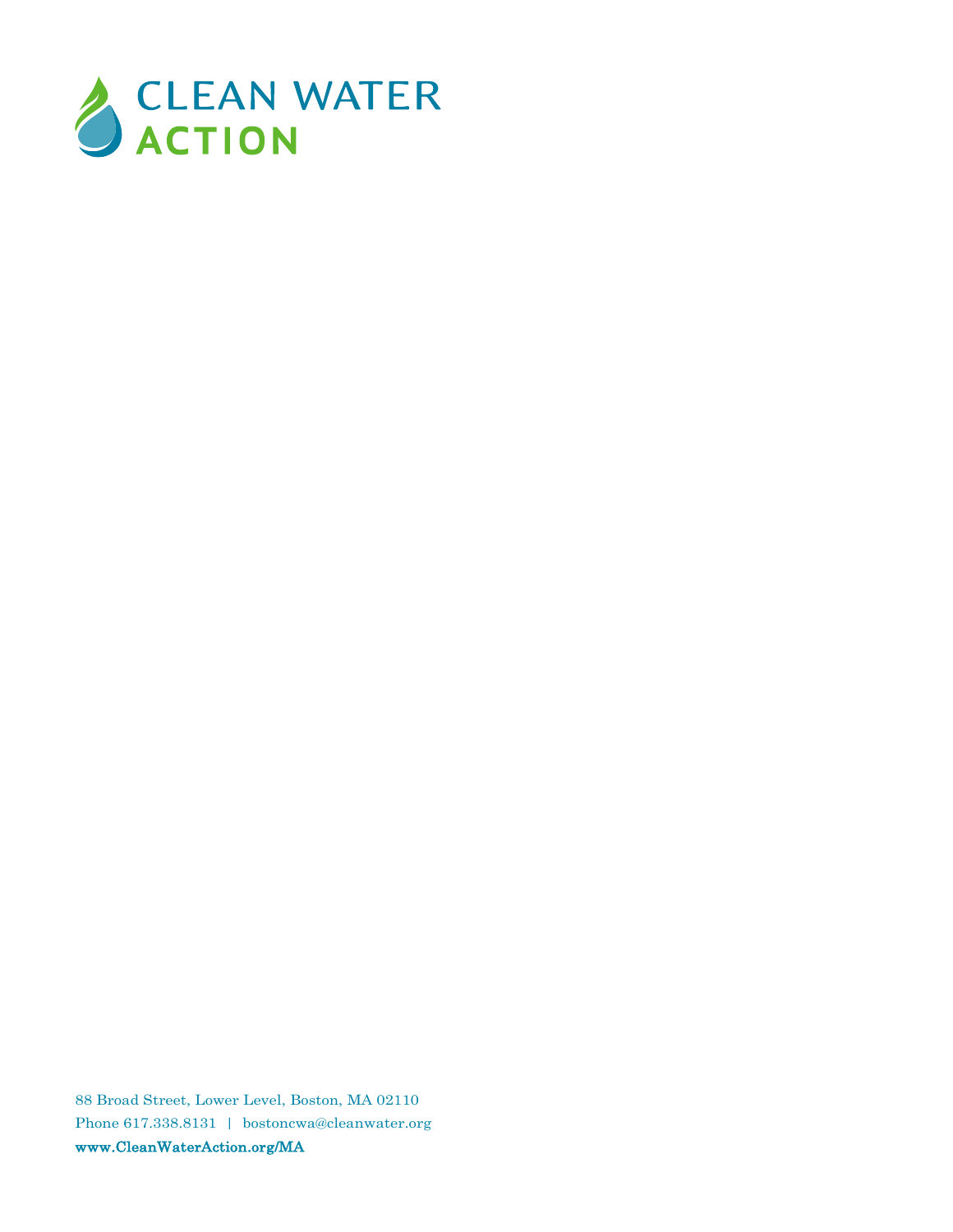CLEAN WATER
ACTION

88 Broad Street, Lower Level, Boston, MA 02110
Phone 617.338.8131 | bostoncwa@cleanwater.org
**www.CleanWaterAction.org/MA**